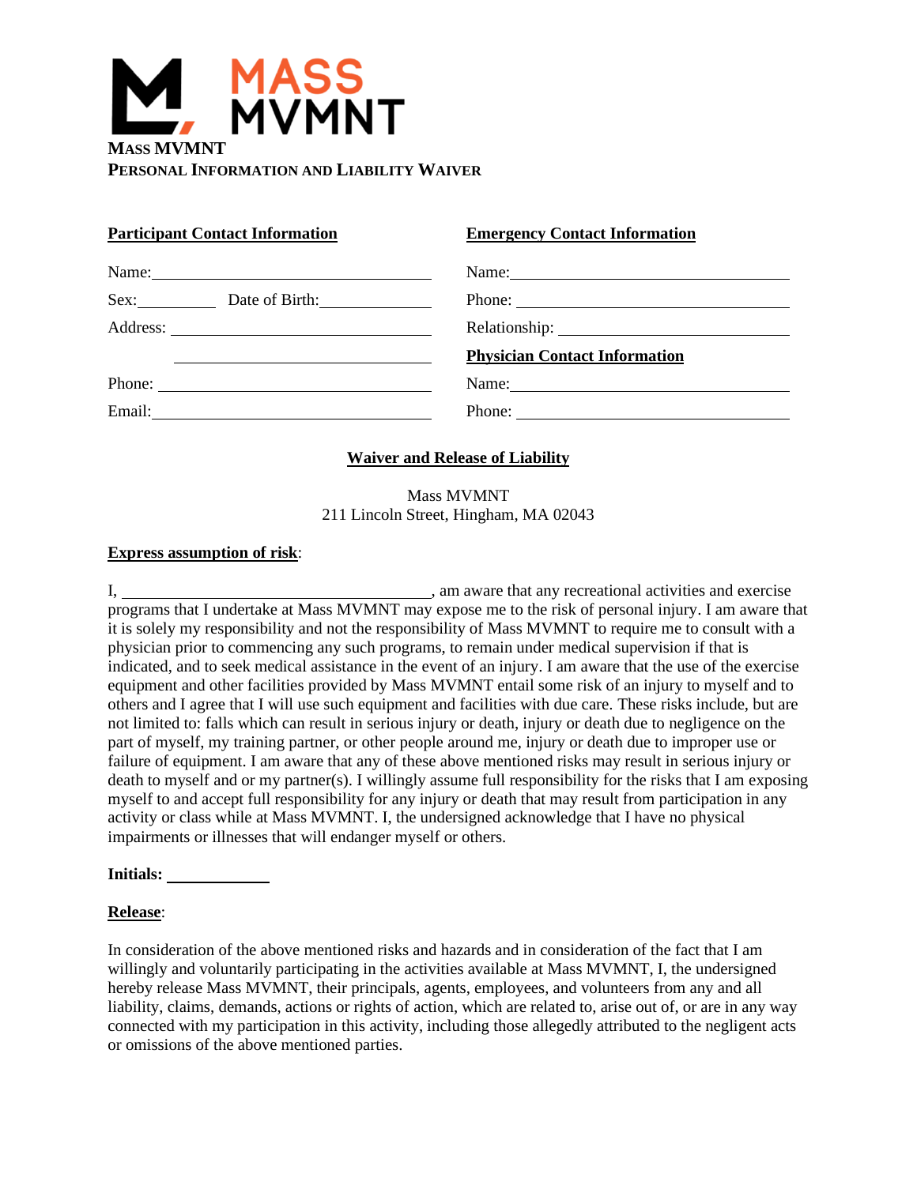MASS
MVMNT

**MASS MVMNT**
**PERSONAL INFORMATION AND LIABILITY WAIVER**

**Participant Contact Information**

Name: ______________________________

Sex: ________ Date of Birth: ____________

Address: ____________________________

______________________________

Phone: ______________________________

Email: ______________________________

**Emergency Contact Information**

Name: ______________________________

Phone: ______________________________

Relationship: __________________________

**Physician Contact Information**

Name: ______________________________

Phone: ______________________________

## Waiver and Release of Liability

Mass MVMNT
211 Lincoln Street, Hingham, MA 02043

**Express assumption of risk**:

I, ________________________________, am aware that any recreational activities and exercise programs that I undertake at Mass MVMNT may expose me to the risk of personal injury. I am aware that it is solely my responsibility and not the responsibility of Mass MVMNT to require me to consult with a physician prior to commencing any such programs, to remain under medical supervision if that is indicated, and to seek medical assistance in the event of an injury. I am aware that the use of the exercise equipment and other facilities provided by Mass MVMNT entail some risk of an injury to myself and to others and I agree that I will use such equipment and facilities with due care. These risks include, but are not limited to: falls which can result in serious injury or death, injury or death due to negligence on the part of myself, my training partner, or other people around me, injury or death due to improper use or failure of equipment. I am aware that any of these above mentioned risks may result in serious injury or death to myself and or my partner(s). I willingly assume full responsibility for the risks that I am exposing myself to and accept full responsibility for any injury or death that may result from participation in any activity or class while at Mass MVMNT. I, the undersigned acknowledge that I have no physical impairments or illnesses that will endanger myself or others.

**Initials:** __________

**Release**:

In consideration of the above mentioned risks and hazards and in consideration of the fact that I am willingly and voluntarily participating in the activities available at Mass MVMNT, I, the undersigned hereby release Mass MVMNT, their principals, agents, employees, and volunteers from any and all liability, claims, demands, actions or rights of action, which are related to, arise out of, or are in any way connected with my participation in this activity, including those allegedly attributed to the negligent acts or omissions of the above mentioned parties.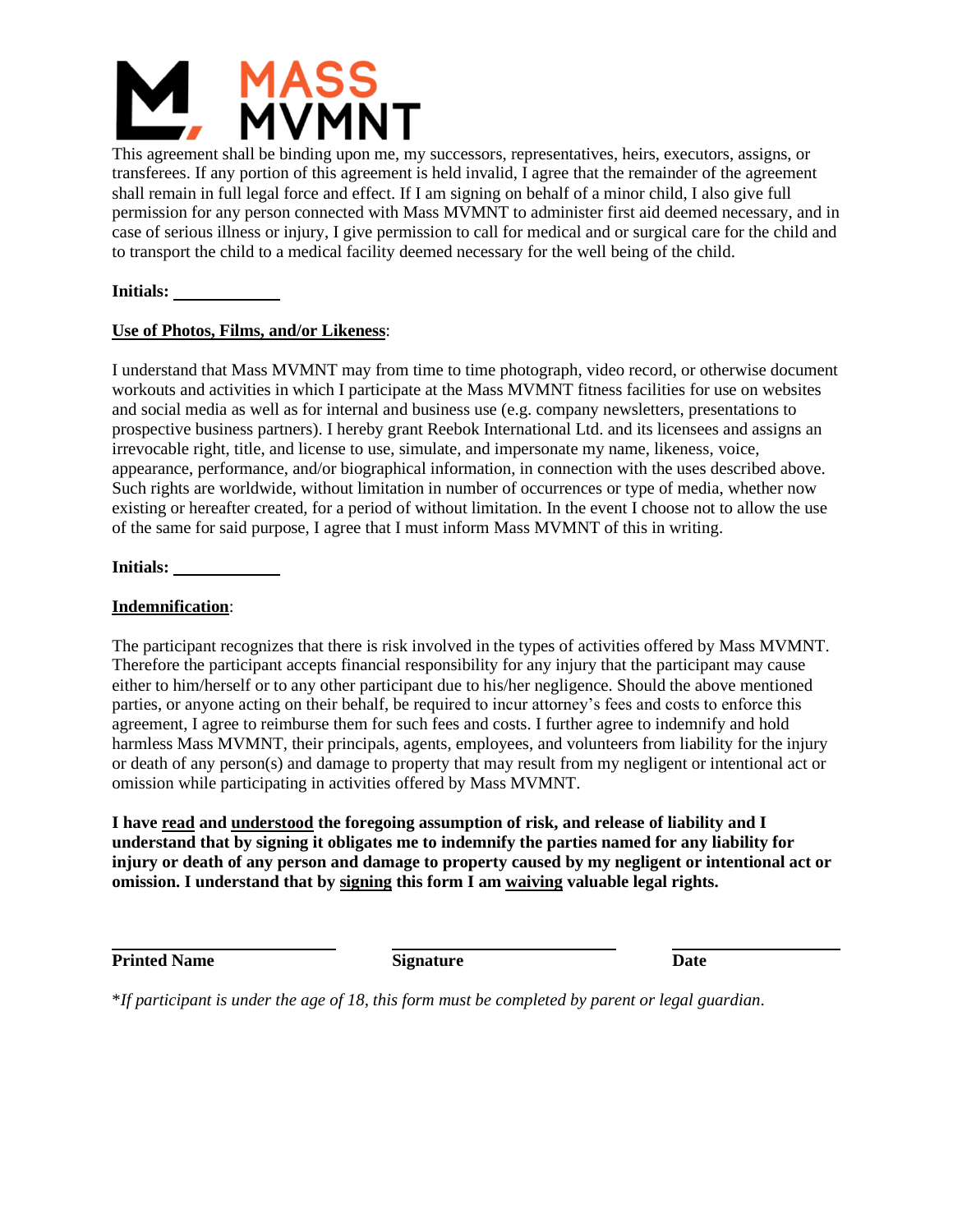This agreement shall be binding upon me, my successors, representatives, heirs, executors, assigns, or transferees. If any portion of this agreement is held invalid, I agree that the remainder of the agreement shall remain in full legal force and effect. If I am signing on behalf of a minor child, I also give full permission for any person connected with Mass MVMNT to administer first aid deemed necessary, and in case of serious illness or injury, I give permission to call for medical and or surgical care for the child and to transport the child to a medical facility deemed necessary for the well being of the child.

**Initials:** ____________

**Use of Photos, Films, and/or Likeness**:

I understand that Mass MVMNT may from time to time photograph, video record, or otherwise document workouts and activities in which I participate at the Mass MVMNT fitness facilities for use on websites and social media as well as for internal and business use (e.g. company newsletters, presentations to prospective business partners). I hereby grant Reebok International Ltd. and its licensees and assigns an irrevocable right, title, and license to use, simulate, and impersonate my name, likeness, voice, appearance, performance, and/or biographical information, in connection with the uses described above. Such rights are worldwide, without limitation in number of occurrences or type of media, whether now existing or hereafter created, for a period of without limitation. In the event I choose not to allow the use of the same for said purpose, I agree that I must inform Mass MVMNT of this in writing.

**Initials:** ____________

**Indemnification**:

The participant recognizes that there is risk involved in the types of activities offered by Mass MVMNT. Therefore the participant accepts financial responsibility for any injury that the participant may cause either to him/herself or to any other participant due to his/her negligence. Should the above mentioned parties, or anyone acting on their behalf, be required to incur attorney's fees and costs to enforce this agreement, I agree to reimburse them for such fees and costs. I further agree to indemnify and hold harmless Mass MVMNT, their principals, agents, employees, and volunteers from liability for the injury or death of any person(s) and damage to property that may result from my negligent or intentional act or omission while participating in activities offered by Mass MVMNT.

**I have read and understood the foregoing assumption of risk, and release of liability and I understand that by signing it obligates me to indemnify the parties named for any liability for injury or death of any person and damage to property caused by my negligent or intentional act or omission. I understand that by signing this form I am waiving valuable legal rights.**

| **Printed Name** | **Signature** | **Date** |
| --- | --- | --- |
| | | |

*\*If participant is under the age of 18, this form must be completed by parent or legal guardian.*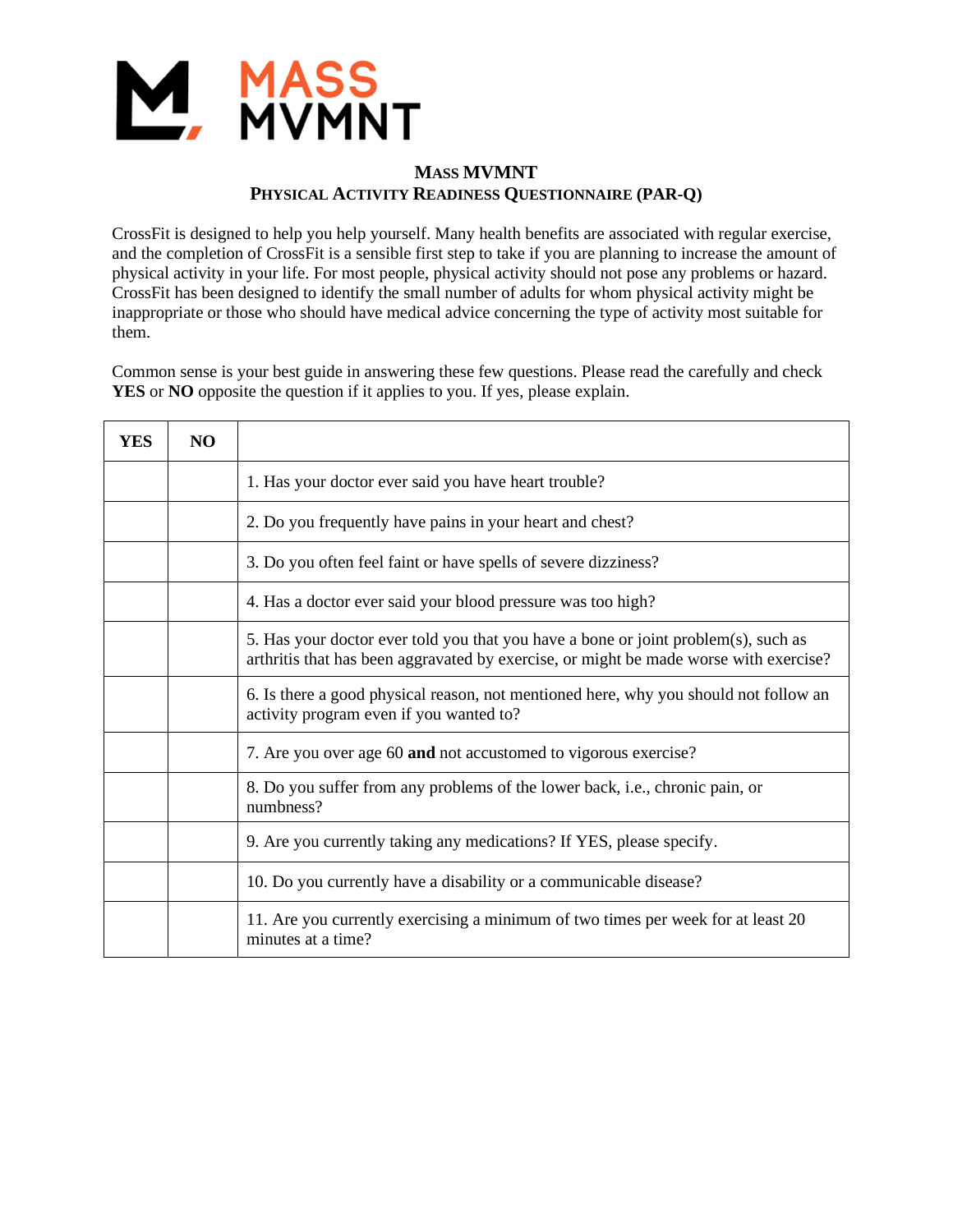# MASS MVMNT

## PHYSICAL ACTIVITY READINESS QUESTIONNAIRE (PAR-Q)

CrossFit is designed to help you help yourself. Many health benefits are associated with regular exercise, and the completion of CrossFit is a sensible first step to take if you are planning to increase the amount of physical activity in your life. For most people, physical activity should not pose any problems or hazard. CrossFit has been designed to identify the small number of adults for whom physical activity might be inappropriate or those who should have medical advice concerning the type of activity most suitable for them.

Common sense is your best guide in answering these few questions. Please read the carefully and check **YES** or **NO** opposite the question if it applies to you. If yes, please explain.

| YES | NO | |
|---|---|---|
| | | 1. Has your doctor ever said you have heart trouble? |
| | | 2. Do you frequently have pains in your heart and chest? |
| | | 3. Do you often feel faint or have spells of severe dizziness? |
| | | 4. Has a doctor ever said your blood pressure was too high? |
| | | 5. Has your doctor ever told you that you have a bone or joint problem(s), such as arthritis that has been aggravated by exercise, or might be made worse with exercise? |
| | | 6. Is there a good physical reason, not mentioned here, why you should not follow an activity program even if you wanted to? |
| | | 7. Are you over age 60 **and** not accustomed to vigorous exercise? |
| | | 8. Do you suffer from any problems of the lower back, i.e., chronic pain, or numbness? |
| | | 9. Are you currently taking any medications? If YES, please specify. |
| | | 10. Do you currently have a disability or a communicable disease? |
| | | 11. Are you currently exercising a minimum of two times per week for at least 20 minutes at a time? |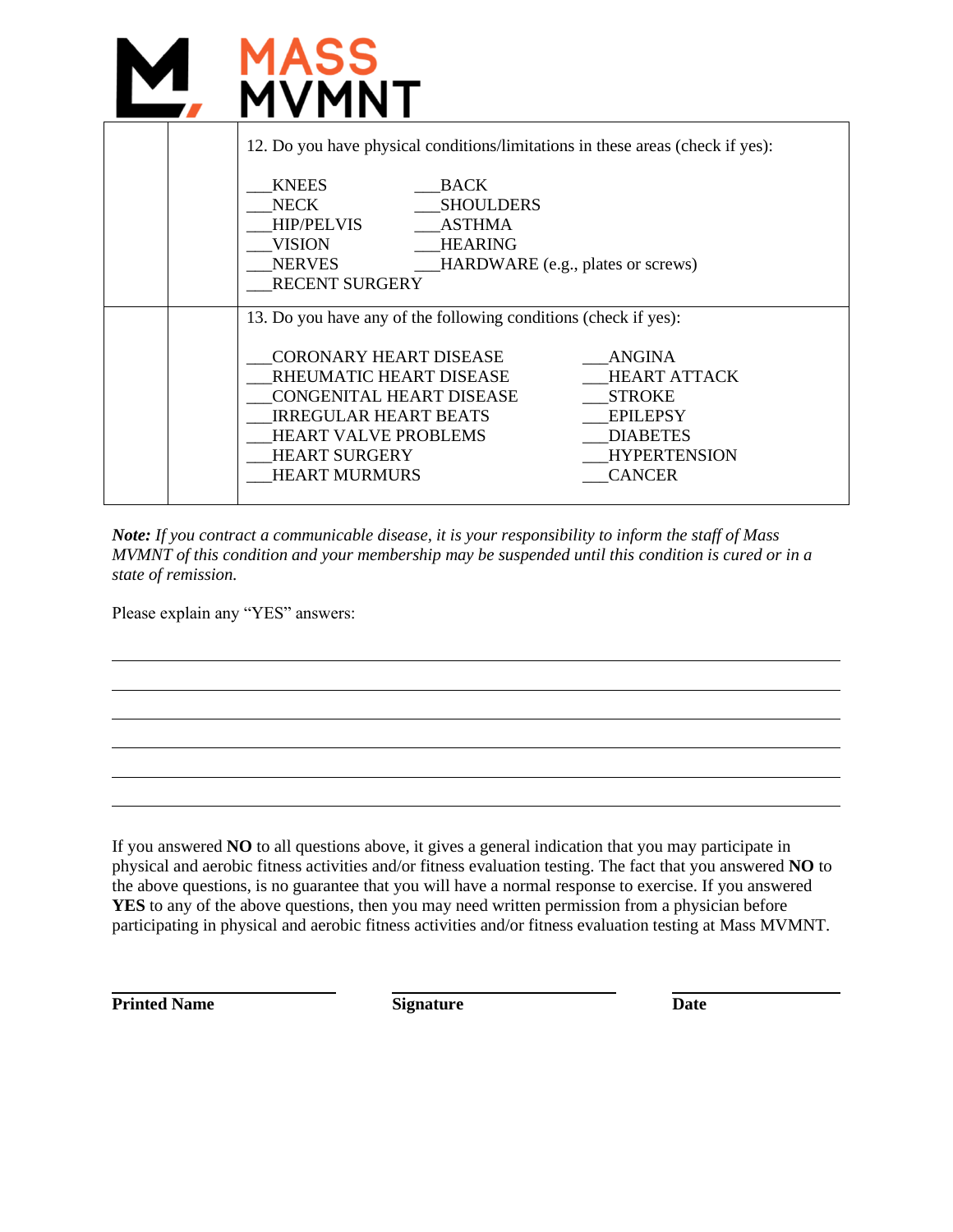MASS MVMNT

| | | |
|---|---|---|
| | | 12. Do you have physical conditions/limitations in these areas (check if yes):<br><br>\_\_\_KNEES \_\_\_BACK<br>\_\_\_NECK \_\_\_SHOULDERS<br>\_\_\_HIP/PELVIS \_\_\_ASTHMA<br>\_\_\_VISION \_\_\_HEARING<br>\_\_\_NERVES \_\_\_HARDWARE (e.g., plates or screws)<br>\_\_\_RECENT SURGERY |
| | | 13. Do you have any of the following conditions (check if yes):<br><br>\_\_\_CORONARY HEART DISEASE \_\_\_ANGINA<br>\_\_\_RHEUMATIC HEART DISEASE \_\_\_HEART ATTACK<br>\_\_\_CONGENITAL HEART DISEASE \_\_\_STROKE<br>\_\_\_IRREGULAR HEART BEATS \_\_\_EPILEPSY<br>\_\_\_HEART VALVE PROBLEMS \_\_\_DIABETES<br>\_\_\_HEART SURGERY \_\_\_HYPERTENSION<br>\_\_\_HEART MURMURS \_\_\_CANCER |

***Note:*** *If you contract a communicable disease, it is your responsibility to inform the staff of Mass MVMNT of this condition and your membership may be suspended until this condition is cured or in a state of remission.*

Please explain any "YES" answers:

\_\_\_\_\_\_\_\_\_\_\_\_\_\_\_\_\_\_\_\_\_\_\_\_\_\_\_\_\_\_\_\_\_\_\_\_\_\_\_\_\_\_\_\_\_\_\_\_\_\_\_\_\_\_\_\_\_\_\_\_

\_\_\_\_\_\_\_\_\_\_\_\_\_\_\_\_\_\_\_\_\_\_\_\_\_\_\_\_\_\_\_\_\_\_\_\_\_\_\_\_\_\_\_\_\_\_\_\_\_\_\_\_\_\_\_\_\_\_\_\_

\_\_\_\_\_\_\_\_\_\_\_\_\_\_\_\_\_\_\_\_\_\_\_\_\_\_\_\_\_\_\_\_\_\_\_\_\_\_\_\_\_\_\_\_\_\_\_\_\_\_\_\_\_\_\_\_\_\_\_\_

\_\_\_\_\_\_\_\_\_\_\_\_\_\_\_\_\_\_\_\_\_\_\_\_\_\_\_\_\_\_\_\_\_\_\_\_\_\_\_\_\_\_\_\_\_\_\_\_\_\_\_\_\_\_\_\_\_\_\_\_

\_\_\_\_\_\_\_\_\_\_\_\_\_\_\_\_\_\_\_\_\_\_\_\_\_\_\_\_\_\_\_\_\_\_\_\_\_\_\_\_\_\_\_\_\_\_\_\_\_\_\_\_\_\_\_\_\_\_\_\_

\_\_\_\_\_\_\_\_\_\_\_\_\_\_\_\_\_\_\_\_\_\_\_\_\_\_\_\_\_\_\_\_\_\_\_\_\_\_\_\_\_\_\_\_\_\_\_\_\_\_\_\_\_\_\_\_\_\_\_\_

If you answered **NO** to all questions above, it gives a general indication that you may participate in physical and aerobic fitness activities and/or fitness evaluation testing. The fact that you answered **NO** to the above questions, is no guarantee that you will have a normal response to exercise. If you answered **YES** to any of the above questions, then you may need written permission from a physician before participating in physical and aerobic fitness activities and/or fitness evaluation testing at Mass MVMNT.

| **Printed Name** | **Signature** | **Date** |
|---|---|---|